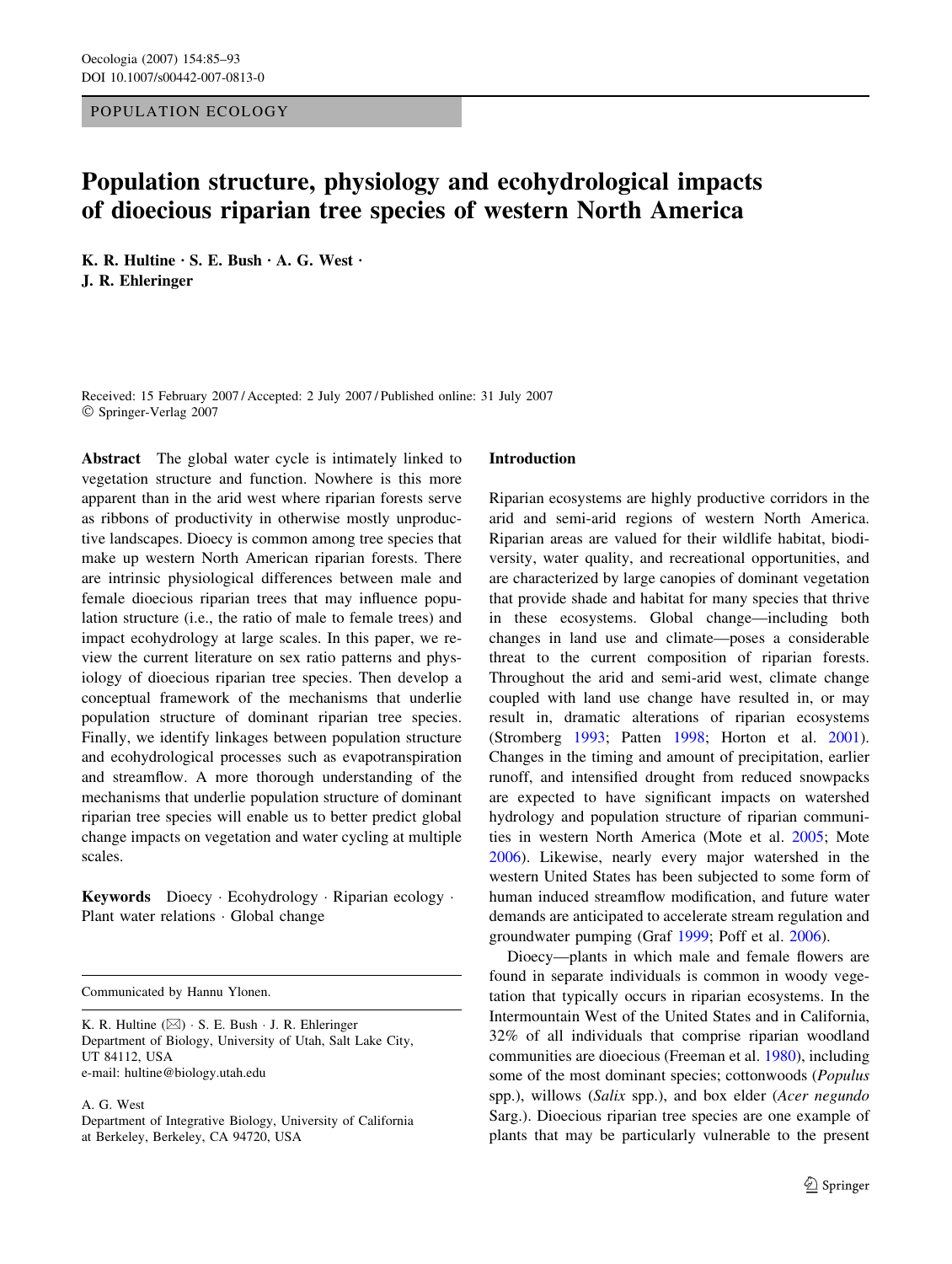POPULATION ECOLOGY

# Population structure, physiology and ecohydrological impacts of dioecious riparian tree species of western North America

**K. R. Hultine · S. E. Bush · A. G. West · J. R. Ehleringer**

Received: 15 February 2007 / Accepted: 2 July 2007 / Published online: 31 July 2007
© Springer-Verlag 2007

**Abstract** The global water cycle is intimately linked to vegetation structure and function. Nowhere is this more apparent than in the arid west where riparian forests serve as ribbons of productivity in otherwise mostly unproductive landscapes. Dioecy is common among tree species that make up western North American riparian forests. There are intrinsic physiological differences between male and female dioecious riparian trees that may influence population structure (i.e., the ratio of male to female trees) and impact ecohydrology at large scales. In this paper, we review the current literature on sex ratio patterns and physiology of dioecious riparian tree species. Then develop a conceptual framework of the mechanisms that underlie population structure of dominant riparian tree species. Finally, we identify linkages between population structure and ecohydrological processes such as evapotranspiration and streamflow. A more thorough understanding of the mechanisms that underlie population structure of dominant riparian tree species will enable us to better predict global change impacts on vegetation and water cycling at multiple scales.

**Keywords** Dioecy · Ecohydrology · Riparian ecology · Plant water relations · Global change

Communicated by Hannu Ylonen.

K. R. Hultine (✉) · S. E. Bush · J. R. Ehleringer
Department of Biology, University of Utah, Salt Lake City, UT 84112, USA
e-mail: hultine@biology.utah.edu

A. G. West
Department of Integrative Biology, University of California at Berkeley, Berkeley, CA 94720, USA

## Introduction

Riparian ecosystems are highly productive corridors in the arid and semi-arid regions of western North America. Riparian areas are valued for their wildlife habitat, biodiversity, water quality, and recreational opportunities, and are characterized by large canopies of dominant vegetation that provide shade and habitat for many species that thrive in these ecosystems. Global change—including both changes in land use and climate—poses a considerable threat to the current composition of riparian forests. Throughout the arid and semi-arid west, climate change coupled with land use change have resulted in, or may result in, dramatic alterations of riparian ecosystems (Stromberg 1993; Patten 1998; Horton et al. 2001). Changes in the timing and amount of precipitation, earlier runoff, and intensified drought from reduced snowpacks are expected to have significant impacts on watershed hydrology and population structure of riparian communities in western North America (Mote et al. 2005; Mote 2006). Likewise, nearly every major watershed in the western United States has been subjected to some form of human induced streamflow modification, and future water demands are anticipated to accelerate stream regulation and groundwater pumping (Graf 1999; Poff et al. 2006).

Dioecy—plants in which male and female flowers are found in separate individuals is common in woody vegetation that typically occurs in riparian ecosystems. In the Intermountain West of the United States and in California, 32% of all individuals that comprise riparian woodland communities are dioecious (Freeman et al. 1980), including some of the most dominant species; cottonwoods (*Populus* spp.), willows (*Salix* spp.), and box elder (*Acer negundo* Sarg.). Dioecious riparian tree species are one example of plants that may be particularly vulnerable to the present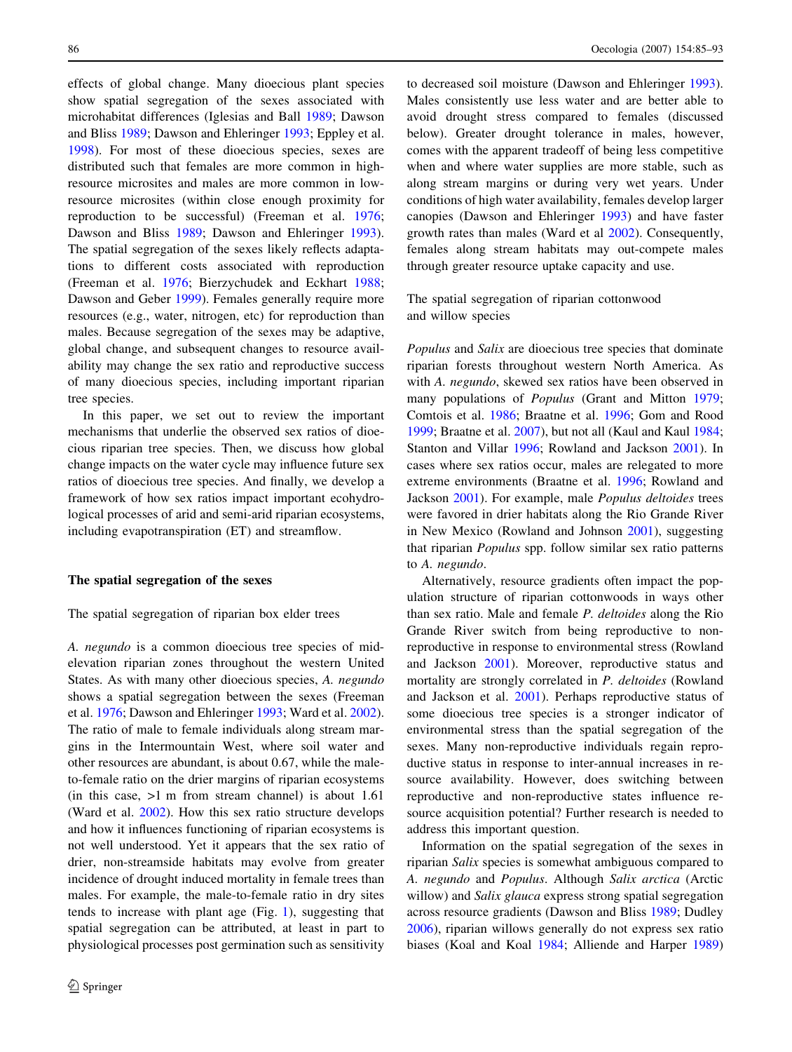effects of global change. Many dioecious plant species show spatial segregation of the sexes associated with microhabitat differences (Iglesias and Ball 1989; Dawson and Bliss 1989; Dawson and Ehleringer 1993; Eppley et al. 1998). For most of these dioecious species, sexes are distributed such that females are more common in high-resource microsites and males are more common in low-resource microsites (within close enough proximity for reproduction to be successful) (Freeman et al. 1976; Dawson and Bliss 1989; Dawson and Ehleringer 1993). The spatial segregation of the sexes likely reflects adaptations to different costs associated with reproduction (Freeman et al. 1976; Bierzychudek and Eckhart 1988; Dawson and Geber 1999). Females generally require more resources (e.g., water, nitrogen, etc) for reproduction than males. Because segregation of the sexes may be adaptive, global change, and subsequent changes to resource availability may change the sex ratio and reproductive success of many dioecious species, including important riparian tree species.

In this paper, we set out to review the important mechanisms that underlie the observed sex ratios of dioecious riparian tree species. Then, we discuss how global change impacts on the water cycle may influence future sex ratios of dioecious tree species. And finally, we develop a framework of how sex ratios impact important ecohydrological processes of arid and semi-arid riparian ecosystems, including evapotranspiration (ET) and streamflow.

## The spatial segregation of the sexes

### The spatial segregation of riparian box elder trees

*A. negundo* is a common dioecious tree species of mid-elevation riparian zones throughout the western United States. As with many other dioecious species, *A. negundo* shows a spatial segregation between the sexes (Freeman et al. 1976; Dawson and Ehleringer 1993; Ward et al. 2002). The ratio of male to female individuals along stream margins in the Intermountain West, where soil water and other resources are abundant, is about 0.67, while the male-to-female ratio on the drier margins of riparian ecosystems (in this case, >1 m from stream channel) is about 1.61 (Ward et al. 2002). How this sex ratio structure develops and how it influences functioning of riparian ecosystems is not well understood. Yet it appears that the sex ratio of drier, non-streamside habitats may evolve from greater incidence of drought induced mortality in female trees than males. For example, the male-to-female ratio in dry sites tends to increase with plant age (Fig. 1), suggesting that spatial segregation can be attributed, at least in part to physiological processes post germination such as sensitivity to decreased soil moisture (Dawson and Ehleringer 1993). Males consistently use less water and are better able to avoid drought stress compared to females (discussed below). Greater drought tolerance in males, however, comes with the apparent tradeoff of being less competitive when and where water supplies are more stable, such as along stream margins or during very wet years. Under conditions of high water availability, females develop larger canopies (Dawson and Ehleringer 1993) and have faster growth rates than males (Ward et al 2002). Consequently, females along stream habitats may out-compete males through greater resource uptake capacity and use.

### The spatial segregation of riparian cottonwood and willow species

*Populus* and *Salix* are dioecious tree species that dominate riparian forests throughout western North America. As with *A. negundo*, skewed sex ratios have been observed in many populations of *Populus* (Grant and Mitton 1979; Comtois et al. 1986; Braatne et al. 1996; Gom and Rood 1999; Braatne et al. 2007), but not all (Kaul and Kaul 1984; Stanton and Villar 1996; Rowland and Jackson 2001). In cases where sex ratios occur, males are relegated to more extreme environments (Braatne et al. 1996; Rowland and Jackson 2001). For example, male *Populus deltoides* trees were favored in drier habitats along the Rio Grande River in New Mexico (Rowland and Johnson 2001), suggesting that riparian *Populus* spp. follow similar sex ratio patterns to *A. negundo*.

Alternatively, resource gradients often impact the population structure of riparian cottonwoods in ways other than sex ratio. Male and female *P. deltoides* along the Rio Grande River switch from being reproductive to non-reproductive in response to environmental stress (Rowland and Jackson 2001). Moreover, reproductive status and mortality are strongly correlated in *P. deltoides* (Rowland and Jackson et al. 2001). Perhaps reproductive status of some dioecious tree species is a stronger indicator of environmental stress than the spatial segregation of the sexes. Many non-reproductive individuals regain reproductive status in response to inter-annual increases in resource availability. However, does switching between reproductive and non-reproductive states influence resource acquisition potential? Further research is needed to address this important question.

Information on the spatial segregation of the sexes in riparian *Salix* species is somewhat ambiguous compared to *A. negundo* and *Populus*. Although *Salix arctica* (Arctic willow) and *Salix glauca* express strong spatial segregation across resource gradients (Dawson and Bliss 1989; Dudley 2006), riparian willows generally do not express sex ratio biases (Koal and Koal 1984; Alliende and Harper 1989)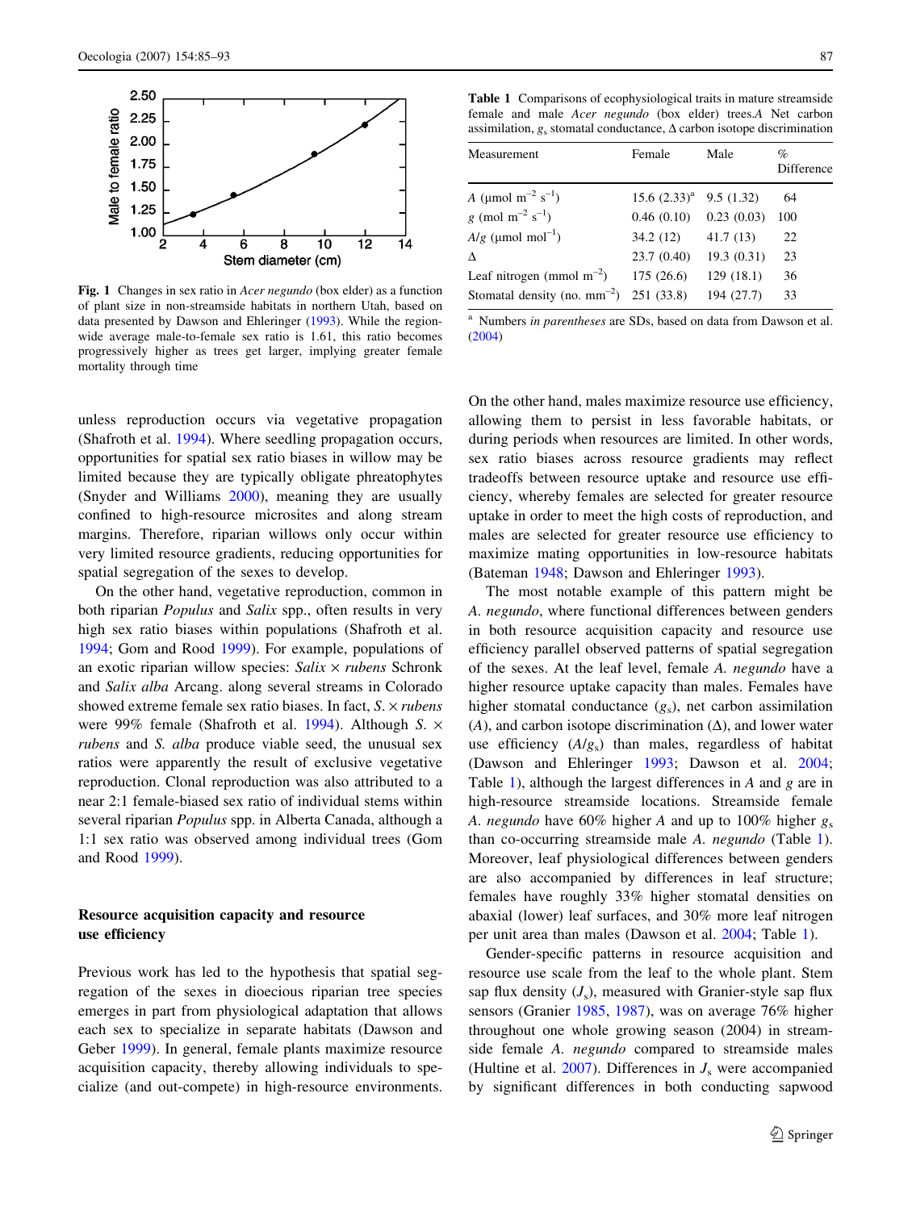Fig. 1 Changes in sex ratio in *Acer negundo* (box elder) as a function of plant size in non-streamside habitats in northern Utah, based on data presented by Dawson and Ehleringer (1993). While the region-wide average male-to-female sex ratio is 1.61, this ratio becomes progressively higher as trees get larger, implying greater female mortality through time

unless reproduction occurs via vegetative propagation (Shafroth et al. 1994). Where seedling propagation occurs, opportunities for spatial sex ratio biases in willow may be limited because they are typically obligate phreatophytes (Snyder and Williams 2000), meaning they are usually confined to high-resource microsites and along stream margins. Therefore, riparian willows only occur within very limited resource gradients, reducing opportunities for spatial segregation of the sexes to develop.

On the other hand, vegetative reproduction, common in both riparian *Populus* and *Salix* spp., often results in very high sex ratio biases within populations (Shafroth et al. 1994; Gom and Rood 1999). For example, populations of an exotic riparian willow species: *Salix* × *rubens* Schronk and *Salix alba* Arcang. along several streams in Colorado showed extreme female sex ratio biases. In fact, *S.* × *rubens* were 99% female (Shafroth et al. 1994). Although *S.* × *rubens* and *S. alba* produce viable seed, the unusual sex ratios were apparently the result of exclusive vegetative reproduction. Clonal reproduction was also attributed to a near 2:1 female-biased sex ratio of individual stems within several riparian *Populus* spp. in Alberta Canada, although a 1:1 sex ratio was observed among individual trees (Gom and Rood 1999).

## Resource acquisition capacity and resource use efficiency

Previous work has led to the hypothesis that spatial segregation of the sexes in dioecious riparian tree species emerges in part from physiological adaptation that allows each sex to specialize in separate habitats (Dawson and Geber 1999). In general, female plants maximize resource acquisition capacity, thereby allowing individuals to specialize (and out-compete) in high-resource environments. On the other hand, males maximize resource use efficiency, allowing them to persist in less favorable habitats, or during periods when resources are limited. In other words, sex ratio biases across resource gradients may reflect tradeoffs between resource uptake and resource use efficiency, whereby females are selected for greater resource uptake in order to meet the high costs of reproduction, and males are selected for greater resource use efficiency to maximize mating opportunities in low-resource habitats (Bateman 1948; Dawson and Ehleringer 1993).

The most notable example of this pattern might be *A. negundo*, where functional differences between genders in both resource acquisition capacity and resource use efficiency parallel observed patterns of spatial segregation of the sexes. At the leaf level, female *A. negundo* have a higher resource uptake capacity than males. Females have higher stomatal conductance ($g_s$), net carbon assimilation ($A$), and carbon isotope discrimination ($\Delta$), and lower water use efficiency ($A/g_s$) than males, regardless of habitat (Dawson and Ehleringer 1993; Dawson et al. 2004; Table 1), although the largest differences in $A$ and $g$ are in high-resource streamside locations. Streamside female *A. negundo* have 60% higher $A$ and up to 100% higher $g_s$ than co-occurring streamside male *A. negundo* (Table 1). Moreover, leaf physiological differences between genders are also accompanied by differences in leaf structure; females have roughly 33% higher stomatal densities on abaxial (lower) leaf surfaces, and 30% more leaf nitrogen per unit area than males (Dawson et al. 2004; Table 1).

Table 1 Comparisons of ecophysiological traits in mature streamside female and male *Acer negundo* (box elder) trees. *A* Net carbon assimilation, $g_s$ stomatal conductance, $\Delta$ carbon isotope discrimination

| Measurement | Female | Male | % Difference |
|---|---|---|---|
| $A$ (μmol m$^{-2}$ s$^{-1}$) | 15.6 (2.33)[a] | 9.5 (1.32) | 64 |
| $g$ (mol m$^{-2}$ s$^{-1}$) | 0.46 (0.10) | 0.23 (0.03) | 100 |
| $A/g$ (μmol mol$^{-1}$) | 34.2 (12) | 41.7 (13) | 22 |
| $\Delta$ | 23.7 (0.40) | 19.3 (0.31) | 23 |
| Leaf nitrogen (mmol m$^{-2}$) | 175 (26.6) | 129 (18.1) | 36 |
| Stomatal density (no. mm$^{-2}$) | 251 (33.8) | 194 (27.7) | 33 |

[a] Numbers *in parentheses* are SDs, based on data from Dawson et al. (2004)

Gender-specific patterns in resource acquisition and resource use scale from the leaf to the whole plant. Stem sap flux density ($J_s$), measured with Granier-style sap flux sensors (Granier 1985, 1987), was on average 76% higher throughout one whole growing season (2004) in streamside female *A. negundo* compared to streamside males (Hultine et al. 2007). Differences in $J_s$ were accompanied by significant differences in both conducting sapwood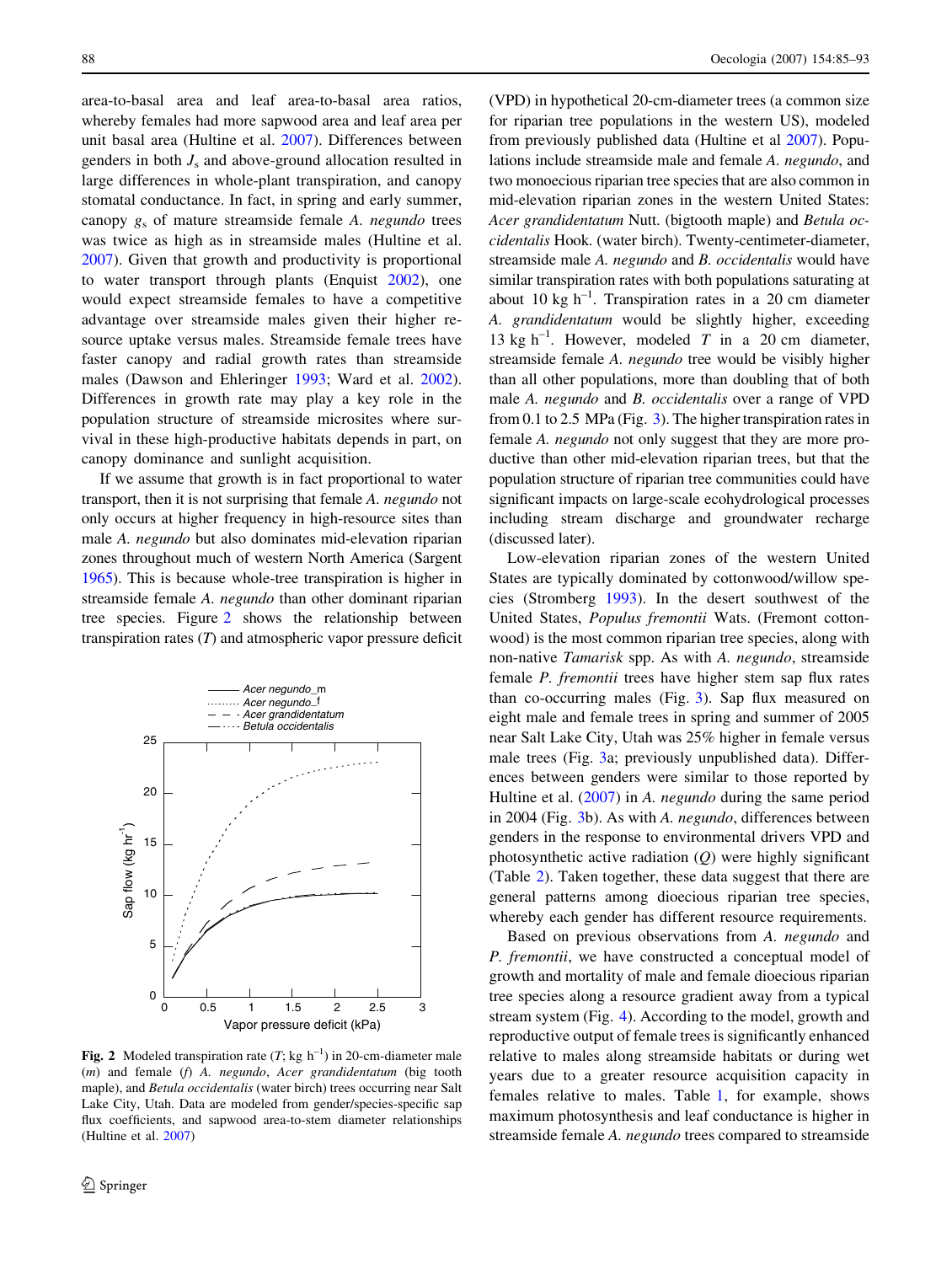area-to-basal area and leaf area-to-basal area ratios, whereby females had more sapwood area and leaf area per unit basal area (Hultine et al. 2007). Differences between genders in both $J_s$ and above-ground allocation resulted in large differences in whole-plant transpiration, and canopy stomatal conductance. In fact, in spring and early summer, canopy $g_s$ of mature streamside female *A. negundo* trees was twice as high as in streamside males (Hultine et al. 2007). Given that growth and productivity is proportional to water transport through plants (Enquist 2002), one would expect streamside females to have a competitive advantage over streamside males given their higher resource uptake versus males. Streamside female trees have faster canopy and radial growth rates than streamside males (Dawson and Ehleringer 1993; Ward et al. 2002). Differences in growth rate may play a key role in the population structure of streamside microsites where survival in these high-productive habitats depends in part, on canopy dominance and sunlight acquisition.

If we assume that growth is in fact proportional to water transport, then it is not surprising that female *A. negundo* not only occurs at higher frequency in high-resource sites than male *A. negundo* but also dominates mid-elevation riparian zones throughout much of western North America (Sargent 1965). This is because whole-tree transpiration is higher in streamside female *A. negundo* than other dominant riparian tree species. Figure 2 shows the relationship between transpiration rates ($T$) and atmospheric vapor pressure deficit (VPD) in hypothetical 20-cm-diameter trees (a common size for riparian tree populations in the western US), modeled from previously published data (Hultine et al 2007). Populations include streamside male and female *A. negundo*, and two monoecious riparian tree species that are also common in mid-elevation riparian zones in the western United States: *Acer grandidentatum* Nutt. (bigtooth maple) and *Betula occidentalis* Hook. (water birch). Twenty-centimeter-diameter, streamside male *A. negundo* and *B. occidentalis* would have similar transpiration rates with both populations saturating at about 10 kg h$^{-1}$. Transpiration rates in a 20 cm diameter *A. grandidentatum* would be slightly higher, exceeding 13 kg h$^{-1}$. However, modeled $T$ in a 20 cm diameter, streamside female *A. negundo* tree would be visibly higher than all other populations, more than doubling that of both male *A. negundo* and *B. occidentalis* over a range of VPD from 0.1 to 2.5 MPa (Fig. 3). The higher transpiration rates in female *A. negundo* not only suggest that they are more productive than other mid-elevation riparian trees, but that the population structure of riparian tree communities could have significant impacts on large-scale ecohydrological processes including stream discharge and groundwater recharge (discussed later).

**Fig. 2** Modeled transpiration rate ($T$; kg h$^{-1}$) in 20-cm-diameter male (*m*) and female (*f*) *A. negundo*, *Acer grandidentatum* (big tooth maple), and *Betula occidentalis* (water birch) trees occurring near Salt Lake City, Utah. Data are modeled from gender/species-specific sap flux coefficients, and sapwood area-to-stem diameter relationships (Hultine et al. 2007)

Low-elevation riparian zones of the western United States are typically dominated by cottonwood/willow species (Stromberg 1993). In the desert southwest of the United States, *Populus fremontii* Wats. (Fremont cottonwood) is the most common riparian tree species, along with non-native *Tamarisk* spp. As with *A. negundo*, streamside female *P. fremontii* trees have higher stem sap flux rates than co-occurring males (Fig. 3). Sap flux measured on eight male and female trees in spring and summer of 2005 near Salt Lake City, Utah was 25% higher in female versus male trees (Fig. 3a; previously unpublished data). Differences between genders were similar to those reported by Hultine et al. (2007) in *A. negundo* during the same period in 2004 (Fig. 3b). As with *A. negundo*, differences between genders in the response to environmental drivers VPD and photosynthetic active radiation ($Q$) were highly significant (Table 2). Taken together, these data suggest that there are general patterns among dioecious riparian tree species, whereby each gender has different resource requirements.

Based on previous observations from *A. negundo* and *P. fremontii*, we have constructed a conceptual model of growth and mortality of male and female dioecious riparian tree species along a resource gradient away from a typical stream system (Fig. 4). According to the model, growth and reproductive output of female trees is significantly enhanced relative to males along streamside habitats or during wet years due to a greater resource acquisition capacity in females relative to males. Table 1, for example, shows maximum photosynthesis and leaf conductance is higher in streamside female *A. negundo* trees compared to streamside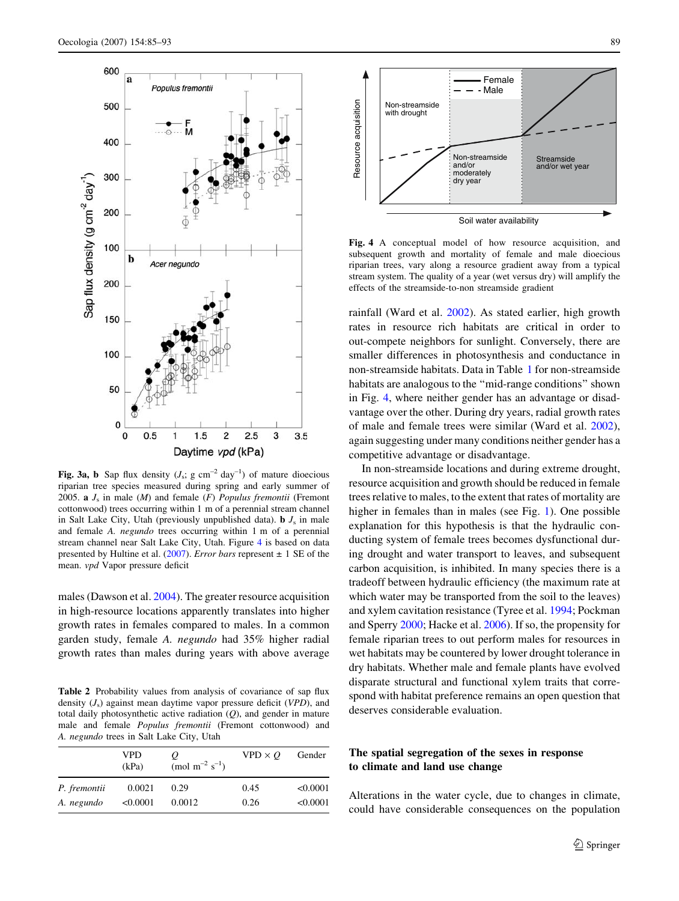**Fig. 3a, b** Sap flux density ($J_s$; g cm$^{-2}$ day$^{-1}$) of mature dioecious riparian tree species measured during spring and early summer of 2005. **a** $J_s$ in male (*M*) and female (*F*) *Populus fremontii* (Fremont cottonwood) trees occurring within 1 m of a perennial stream channel in Salt Lake City, Utah (previously unpublished data). **b** $J_s$ in male and female *A. negundo* trees occurring within 1 m of a perennial stream channel near Salt Lake City, Utah. Figure 4 is based on data presented by Hultine et al. (2007). *Error bars* represent ± 1 SE of the mean. *vpd* Vapor pressure deficit

**Fig. 4** A conceptual model of how resource acquisition, and subsequent growth and mortality of female and male dioecious riparian trees, vary along a resource gradient away from a typical stream system. The quality of a year (wet versus dry) will amplify the effects of the streamside-to-non streamside gradient

males (Dawson et al. 2004). The greater resource acquisition in high-resource locations apparently translates into higher growth rates in females compared to males. In a common garden study, female *A. negundo* had 35% higher radial growth rates than males during years with above average rainfall (Ward et al. 2002). As stated earlier, high growth rates in resource rich habitats are critical in order to out-compete neighbors for sunlight. Conversely, there are smaller differences in photosynthesis and conductance in non-streamside habitats. Data in Table 1 for non-streamside habitats are analogous to the "mid-range conditions" shown in Fig. 4, where neither gender has an advantage or disadvantage over the other. During dry years, radial growth rates of male and female trees were similar (Ward et al. 2002), again suggesting under many conditions neither gender has a competitive advantage or disadvantage.

In non-streamside locations and during extreme drought, resource acquisition and growth should be reduced in female trees relative to males, to the extent that rates of mortality are higher in females than in males (see Fig. 1). One possible explanation for this hypothesis is that the hydraulic conducting system of female trees becomes dysfunctional during drought and water transport to leaves, and subsequent carbon acquisition, is inhibited. In many species there is a tradeoff between hydraulic efficiency (the maximum rate at which water may be transported from the soil to the leaves) and xylem cavitation resistance (Tyree et al. 1994; Pockman and Sperry 2000; Hacke et al. 2006). If so, the propensity for female riparian trees to out perform males for resources in wet habitats may be countered by lower drought tolerance in dry habitats. Whether male and female plants have evolved disparate structural and functional xylem traits that correspond with habitat preference remains an open question that deserves considerable evaluation.

**Table 2** Probability values from analysis of covariance of sap flux density ($J_s$) against mean daytime vapor pressure deficit (*VPD*), and total daily photosynthetic active radiation (*Q*), and gender in mature male and female *Populus fremontii* (Fremont cottonwood) and *A. negundo* trees in Salt Lake City, Utah

| | VPD (kPa) | *Q* (mol m$^{-2}$ s$^{-1}$) | VPD × *Q* | Gender |
|---|---|---|---|---|
| *P. fremontii* | 0.0021 | 0.29 | 0.45 | <0.0001 |
| *A. negundo* | <0.0001 | 0.0012 | 0.26 | <0.0001 |

## The spatial segregation of the sexes in response to climate and land use change

Alterations in the water cycle, due to changes in climate, could have considerable consequences on the population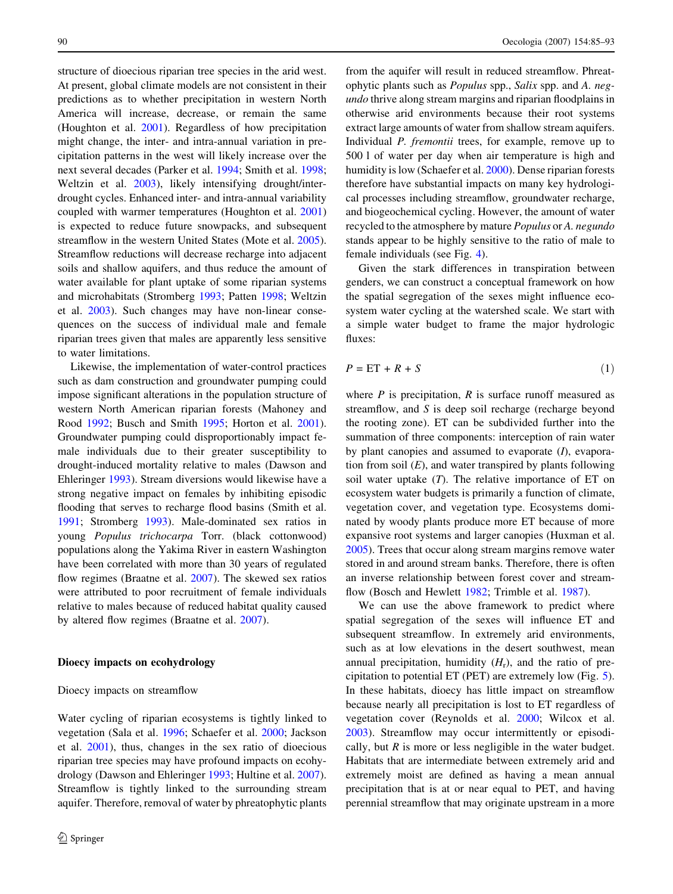structure of dioecious riparian tree species in the arid west. At present, global climate models are not consistent in their predictions as to whether precipitation in western North America will increase, decrease, or remain the same (Houghton et al. 2001). Regardless of how precipitation might change, the inter- and intra-annual variation in precipitation patterns in the west will likely increase over the next several decades (Parker et al. 1994; Smith et al. 1998; Weltzin et al. 2003), likely intensifying drought/inter-drought cycles. Enhanced inter- and intra-annual variability coupled with warmer temperatures (Houghton et al. 2001) is expected to reduce future snowpacks, and subsequent streamflow in the western United States (Mote et al. 2005). Streamflow reductions will decrease recharge into adjacent soils and shallow aquifers, and thus reduce the amount of water available for plant uptake of some riparian systems and microhabitats (Stromberg 1993; Patten 1998; Weltzin et al. 2003). Such changes may have non-linear consequences on the success of individual male and female riparian trees given that males are apparently less sensitive to water limitations.

Likewise, the implementation of water-control practices such as dam construction and groundwater pumping could impose significant alterations in the population structure of western North American riparian forests (Mahoney and Rood 1992; Busch and Smith 1995; Horton et al. 2001). Groundwater pumping could disproportionably impact female individuals due to their greater susceptibility to drought-induced mortality relative to males (Dawson and Ehleringer 1993). Stream diversions would likewise have a strong negative impact on females by inhibiting episodic flooding that serves to recharge flood basins (Smith et al. 1991; Stromberg 1993). Male-dominated sex ratios in young *Populus trichocarpa* Torr. (black cottonwood) populations along the Yakima River in eastern Washington have been correlated with more than 30 years of regulated flow regimes (Braatne et al. 2007). The skewed sex ratios were attributed to poor recruitment of female individuals relative to males because of reduced habitat quality caused by altered flow regimes (Braatne et al. 2007).

## Dioecy impacts on ecohydrology

### Dioecy impacts on streamflow

Water cycling of riparian ecosystems is tightly linked to vegetation (Sala et al. 1996; Schaefer et al. 2000; Jackson et al. 2001), thus, changes in the sex ratio of dioecious riparian tree species may have profound impacts on ecohydrology (Dawson and Ehleringer 1993; Hultine et al. 2007). Streamflow is tightly linked to the surrounding stream aquifer. Therefore, removal of water by phreatophytic plants from the aquifer will result in reduced streamflow. Phreatophytic plants such as *Populus* spp., *Salix* spp. and *A. negundo* thrive along stream margins and riparian floodplains in otherwise arid environments because their root systems extract large amounts of water from shallow stream aquifers. Individual *P. fremontii* trees, for example, remove up to 500 l of water per day when air temperature is high and humidity is low (Schaefer et al. 2000). Dense riparian forests therefore have substantial impacts on many key hydrological processes including streamflow, groundwater recharge, and biogeochemical cycling. However, the amount of water recycled to the atmosphere by mature *Populus* or *A. negundo* stands appear to be highly sensitive to the ratio of male to female individuals (see Fig. 4).

Given the stark differences in transpiration between genders, we can construct a conceptual framework on how the spatial segregation of the sexes might influence ecosystem water cycling at the watershed scale. We start with a simple water budget to frame the major hydrologic fluxes:

$$P = \mathrm{ET} + R + S \tag{1}$$

where $P$ is precipitation, $R$ is surface runoff measured as streamflow, and $S$ is deep soil recharge (recharge beyond the rooting zone). ET can be subdivided further into the summation of three components: interception of rain water by plant canopies and assumed to evaporate ($I$), evaporation from soil ($E$), and water transpired by plants following soil water uptake ($T$). The relative importance of ET on ecosystem water budgets is primarily a function of climate, vegetation cover, and vegetation type. Ecosystems dominated by woody plants produce more ET because of more expansive root systems and larger canopies (Huxman et al. 2005). Trees that occur along stream margins remove water stored in and around stream banks. Therefore, there is often an inverse relationship between forest cover and streamflow (Bosch and Hewlett 1982; Trimble et al. 1987).

We can use the above framework to predict where spatial segregation of the sexes will influence ET and subsequent streamflow. In extremely arid environments, such as at low elevations in the desert southwest, mean annual precipitation, humidity ($H_r$), and the ratio of precipitation to potential ET (PET) are extremely low (Fig. 5). In these habitats, dioecy has little impact on streamflow because nearly all precipitation is lost to ET regardless of vegetation cover (Reynolds et al. 2000; Wilcox et al. 2003). Streamflow may occur intermittently or episodically, but $R$ is more or less negligible in the water budget. Habitats that are intermediate between extremely arid and extremely moist are defined as having a mean annual precipitation that is at or near equal to PET, and having perennial streamflow that may originate upstream in a more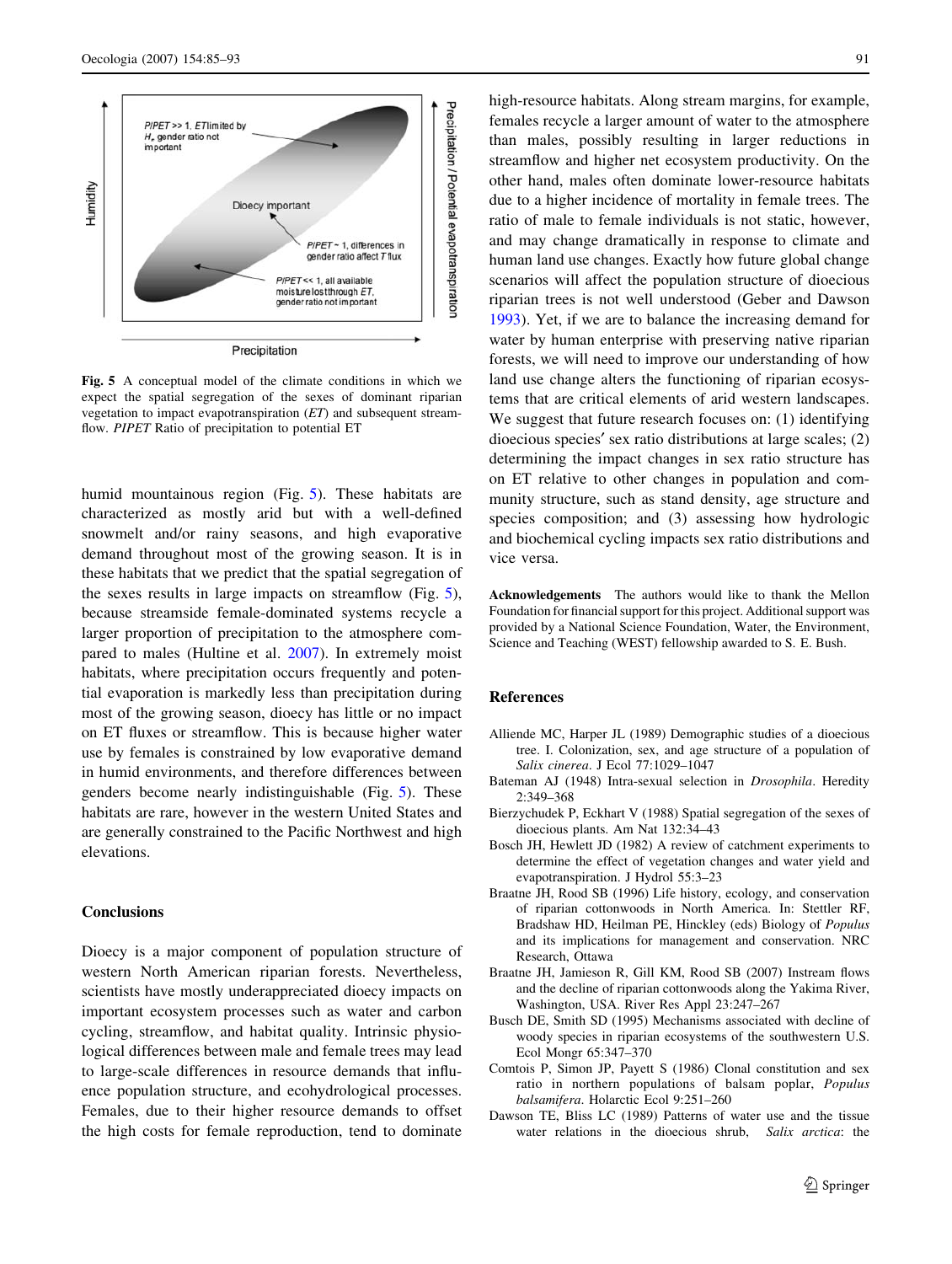Humidity

PIPET >> 1. ET limited by $H_r$ gender ratio not important

Dioecy important

PIPET ~ 1, differences in gender ratio affect T flux

PIPET << 1, all available moisture lost through ET, gender ratio not important

Precipitation / Potential evapotranspiration

Precipitation

**Fig. 5** A conceptual model of the climate conditions in which we expect the spatial segregation of the sexes of dominant riparian vegetation to impact evapotranspiration (*ET*) and subsequent streamflow. *PIPET* Ratio of precipitation to potential ET

humid mountainous region (Fig. 5). These habitats are characterized as mostly arid but with a well-defined snowmelt and/or rainy seasons, and high evaporative demand throughout most of the growing season. It is in these habitats that we predict that the spatial segregation of the sexes results in large impacts on streamflow (Fig. 5), because streamside female-dominated systems recycle a larger proportion of precipitation to the atmosphere compared to males (Hultine et al. 2007). In extremely moist habitats, where precipitation occurs frequently and potential evaporation is markedly less than precipitation during most of the growing season, dioecy has little or no impact on ET fluxes or streamflow. This is because higher water use by females is constrained by low evaporative demand in humid environments, and therefore differences between genders become nearly indistinguishable (Fig. 5). These habitats are rare, however in the western United States and are generally constrained to the Pacific Northwest and high elevations.

## Conclusions

Dioecy is a major component of population structure of western North American riparian forests. Nevertheless, scientists have mostly underappreciated dioecy impacts on important ecosystem processes such as water and carbon cycling, streamflow, and habitat quality. Intrinsic physiological differences between male and female trees may lead to large-scale differences in resource demands that influence population structure, and ecohydrological processes. Females, due to their higher resource demands to offset the high costs for female reproduction, tend to dominate high-resource habitats. Along stream margins, for example, females recycle a larger amount of water to the atmosphere than males, possibly resulting in larger reductions in streamflow and higher net ecosystem productivity. On the other hand, males often dominate lower-resource habitats due to a higher incidence of mortality in female trees. The ratio of male to female individuals is not static, however, and may change dramatically in response to climate and human land use changes. Exactly how future global change scenarios will affect the population structure of dioecious riparian trees is not well understood (Geber and Dawson 1993). Yet, if we are to balance the increasing demand for water by human enterprise with preserving native riparian forests, we will need to improve our understanding of how land use change alters the functioning of riparian ecosystems that are critical elements of arid western landscapes. We suggest that future research focuses on: (1) identifying dioecious species′ sex ratio distributions at large scales; (2) determining the impact changes in sex ratio structure has on ET relative to other changes in population and community structure, such as stand density, age structure and species composition; and (3) assessing how hydrologic and biochemical cycling impacts sex ratio distributions and vice versa.

**Acknowledgements** The authors would like to thank the Mellon Foundation for financial support for this project. Additional support was provided by a National Science Foundation, Water, the Environment, Science and Teaching (WEST) fellowship awarded to S. E. Bush.

## References

Alliende MC, Harper JL (1989) Demographic studies of a dioecious tree. I. Colonization, sex, and age structure of a population of *Salix cinerea*. J Ecol 77:1029–1047

Bateman AJ (1948) Intra-sexual selection in *Drosophila*. Heredity 2:349–368

Bierzychudek P, Eckhart V (1988) Spatial segregation of the sexes of dioecious plants. Am Nat 132:34–43

Bosch JH, Hewlett JD (1982) A review of catchment experiments to determine the effect of vegetation changes and water yield and evapotranspiration. J Hydrol 55:3–23

Braatne JH, Rood SB (1996) Life history, ecology, and conservation of riparian cottonwoods in North America. In: Stettler RF, Bradshaw HD, Heilman PE, Hinckley (eds) Biology of *Populus* and its implications for management and conservation. NRC Research, Ottawa

Braatne JH, Jamieson R, Gill KM, Rood SB (2007) Instream flows and the decline of riparian cottonwoods along the Yakima River, Washington, USA. River Res Appl 23:247–267

Busch DE, Smith SD (1995) Mechanisms associated with decline of woody species in riparian ecosystems of the southwestern U.S. Ecol Mongr 65:347–370

Comtois P, Simon JP, Payett S (1986) Clonal constitution and sex ratio in northern populations of balsam poplar, *Populus balsamifera*. Holarctic Ecol 9:251–260

Dawson TE, Bliss LC (1989) Patterns of water use and the tissue water relations in the dioecious shrub, *Salix arctica*: the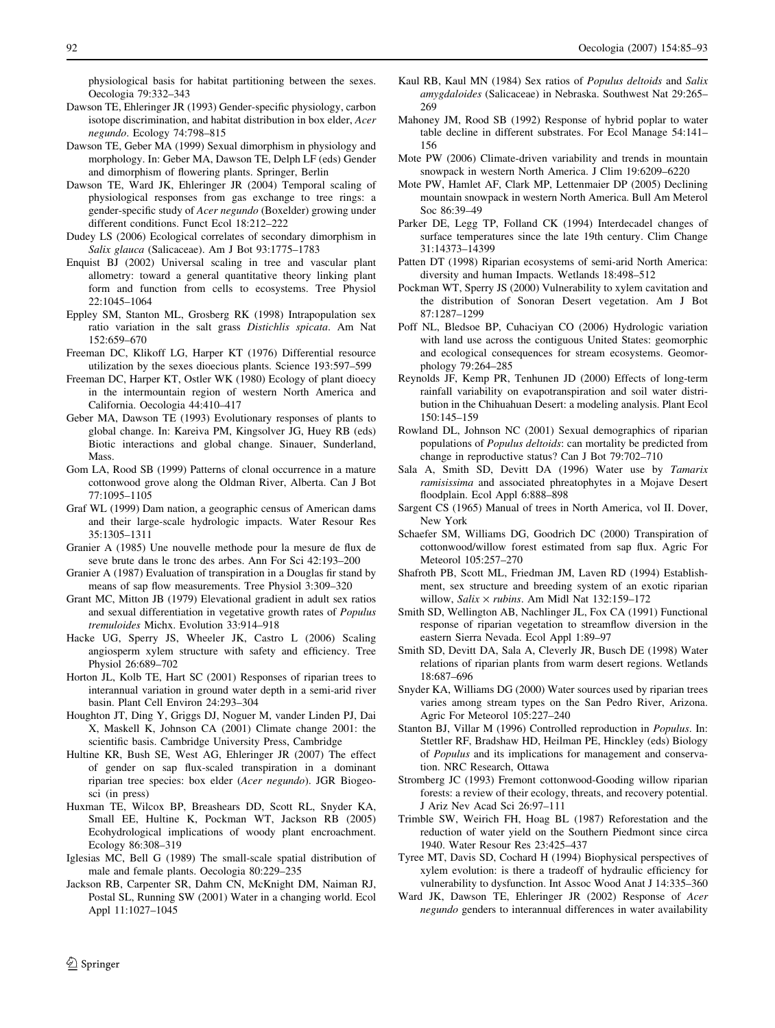physiological basis for habitat partitioning between the sexes. Oecologia 79:332–343

Dawson TE, Ehleringer JR (1993) Gender-specific physiology, carbon isotope discrimination, and habitat distribution in box elder, *Acer negundo*. Ecology 74:798–815

Dawson TE, Geber MA (1999) Sexual dimorphism in physiology and morphology. In: Geber MA, Dawson TE, Delph LF (eds) Gender and dimorphism of flowering plants. Springer, Berlin

Dawson TE, Ward JK, Ehleringer JR (2004) Temporal scaling of physiological responses from gas exchange to tree rings: a gender-specific study of *Acer negundo* (Boxelder) growing under different conditions. Funct Ecol 18:212–222

Dudey LS (2006) Ecological correlates of secondary dimorphism in *Salix glauca* (Salicaceae). Am J Bot 93:1775–1783

Enquist BJ (2002) Universal scaling in tree and vascular plant allometry: toward a general quantitative theory linking plant form and function from cells to ecosystems. Tree Physiol 22:1045–1064

Eppley SM, Stanton ML, Grosberg RK (1998) Intrapopulation sex ratio variation in the salt grass *Distichlis spicata*. Am Nat 152:659–670

Freeman DC, Klikoff LG, Harper KT (1976) Differential resource utilization by the sexes dioecious plants. Science 193:597–599

Freeman DC, Harper KT, Ostler WK (1980) Ecology of plant dioecy in the intermountain region of western North America and California. Oecologia 44:410–417

Geber MA, Dawson TE (1993) Evolutionary responses of plants to global change. In: Kareiva PM, Kingsolver JG, Huey RB (eds) Biotic interactions and global change. Sinauer, Sunderland, Mass.

Gom LA, Rood SB (1999) Patterns of clonal occurrence in a mature cottonwood grove along the Oldman River, Alberta. Can J Bot 77:1095–1105

Graf WL (1999) Dam nation, a geographic census of American dams and their large-scale hydrologic impacts. Water Resour Res 35:1305–1311

Granier A (1985) Une nouvelle methode pour la mesure de flux de seve brute dans le tronc des arbes. Ann For Sci 42:193–200

Granier A (1987) Evaluation of transpiration in a Douglas fir stand by means of sap flow measurements. Tree Physiol 3:309–320

Grant MC, Mitton JB (1979) Elevational gradient in adult sex ratios and sexual differentiation in vegetative growth rates of *Populus tremuloides* Michx. Evolution 33:914–918

Hacke UG, Sperry JS, Wheeler JK, Castro L (2006) Scaling angiosperm xylem structure with safety and efficiency. Tree Physiol 26:689–702

Horton JL, Kolb TE, Hart SC (2001) Responses of riparian trees to interannual variation in ground water depth in a semi-arid river basin. Plant Cell Environ 24:293–304

Houghton JT, Ding Y, Griggs DJ, Noguer M, vander Linden PJ, Dai X, Maskell K, Johnson CA (2001) Climate change 2001: the scientific basis. Cambridge University Press, Cambridge

Hultine KR, Bush SE, West AG, Ehleringer JR (2007) The effect of gender on sap flux-scaled transpiration in a dominant riparian tree species: box elder (*Acer negundo*). JGR Biogeosci (in press)

Huxman TE, Wilcox BP, Breashears DD, Scott RL, Snyder KA, Small EE, Hultine K, Pockman WT, Jackson RB (2005) Ecohydrological implications of woody plant encroachment. Ecology 86:308–319

Iglesias MC, Bell G (1989) The small-scale spatial distribution of male and female plants. Oecologia 80:229–235

Jackson RB, Carpenter SR, Dahm CN, McKnight DM, Naiman RJ, Postal SL, Running SW (2001) Water in a changing world. Ecol Appl 11:1027–1045

Kaul RB, Kaul MN (1984) Sex ratios of *Populus deltoids* and *Salix amygdaloides* (Salicaceae) in Nebraska. Southwest Nat 29:265–269

Mahoney JM, Rood SB (1992) Response of hybrid poplar to water table decline in different substrates. For Ecol Manage 54:141–156

Mote PW (2006) Climate-driven variability and trends in mountain snowpack in western North America. J Clim 19:6209–6220

Mote PW, Hamlet AF, Clark MP, Lettenmaier DP (2005) Declining mountain snowpack in western North America. Bull Am Meterol Soc 86:39–49

Parker DE, Legg TP, Folland CK (1994) Interdecadel changes of surface temperatures since the late 19th century. Clim Change 31:14373–14399

Patten DT (1998) Riparian ecosystems of semi-arid North America: diversity and human Impacts. Wetlands 18:498–512

Pockman WT, Sperry JS (2000) Vulnerability to xylem cavitation and the distribution of Sonoran Desert vegetation. Am J Bot 87:1287–1299

Poff NL, Bledsoe BP, Cuhaciyan CO (2006) Hydrologic variation with land use across the contiguous United States: geomorphic and ecological consequences for stream ecosystems. Geomorphology 79:264–285

Reynolds JF, Kemp PR, Tenhunen JD (2000) Effects of long-term rainfall variability on evapotranspiration and soil water distribution in the Chihuahuan Desert: a modeling analysis. Plant Ecol 150:145–159

Rowland DL, Johnson NC (2001) Sexual demographics of riparian populations of *Populus deltoids*: can mortality be predicted from change in reproductive status? Can J Bot 79:702–710

Sala A, Smith SD, Devitt DA (1996) Water use by *Tamarix ramisissima* and associated phreatophytes in a Mojave Desert floodplain. Ecol Appl 6:888–898

Sargent CS (1965) Manual of trees in North America, vol II. Dover, New York

Schaefer SM, Williams DG, Goodrich DC (2000) Transpiration of cottonwood/willow forest estimated from sap flux. Agric For Meteorol 105:257–270

Shafroth PB, Scott ML, Friedman JM, Laven RD (1994) Establishment, sex structure and breeding system of an exotic riparian willow, *Salix* × *rubins*. Am Midl Nat 132:159–172

Smith SD, Wellington AB, Nachlinger JL, Fox CA (1991) Functional response of riparian vegetation to streamflow diversion in the eastern Sierra Nevada. Ecol Appl 1:89–97

Smith SD, Devitt DA, Sala A, Cleverly JR, Busch DE (1998) Water relations of riparian plants from warm desert regions. Wetlands 18:687–696

Snyder KA, Williams DG (2000) Water sources used by riparian trees varies among stream types on the San Pedro River, Arizona. Agric For Meteorol 105:227–240

Stanton BJ, Villar M (1996) Controlled reproduction in *Populus*. In: Stettler RF, Bradshaw HD, Heilman PE, Hinckley (eds) Biology of *Populus* and its implications for management and conservation. NRC Research, Ottawa

Stromberg JC (1993) Fremont cottonwood-Gooding willow riparian forests: a review of their ecology, threats, and recovery potential. J Ariz Nev Acad Sci 26:97–111

Trimble SW, Weirich FH, Hoag BL (1987) Reforestation and the reduction of water yield on the Southern Piedmont since circa 1940. Water Resour Res 23:425–437

Tyree MT, Davis SD, Cochard H (1994) Biophysical perspectives of xylem evolution: is there a tradeoff of hydraulic efficiency for vulnerability to dysfunction. Int Assoc Wood Anat J 14:335–360

Ward JK, Dawson TE, Ehleringer JR (2002) Response of *Acer negundo* genders to interannual differences in water availability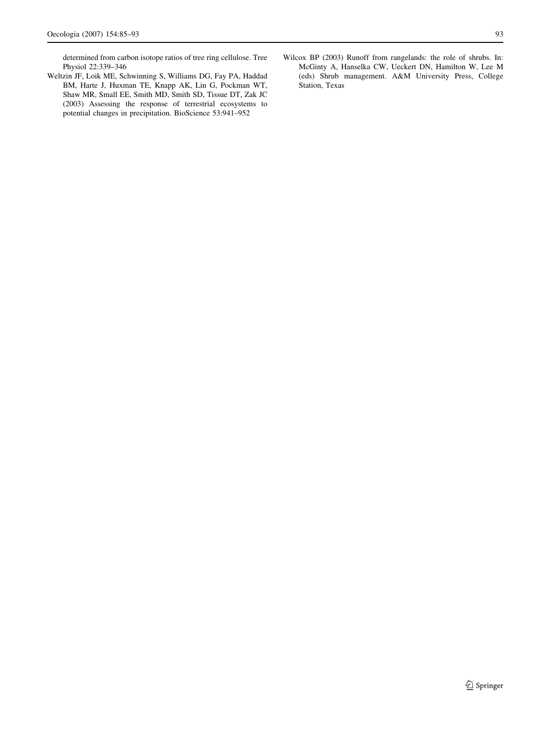determined from carbon isotope ratios of tree ring cellulose. Tree Physiol 22:339–346

Weltzin JF, Loik ME, Schwinning S, Williams DG, Fay PA, Haddad BM, Harte J, Huxman TE, Knapp AK, Lin G, Pockman WT, Shaw MR, Small EE, Smith MD, Smith SD, Tissue DT, Zak JC (2003) Assessing the response of terrestrial ecosystems to potential changes in precipitation. BioScience 53:941–952

Wilcox BP (2003) Runoff from rangelands: the role of shrubs. In: McGinty A, Hanselka CW, Ueckert DN, Hamilton W, Lee M (eds) Shrub management. A&M University Press, College Station, Texas